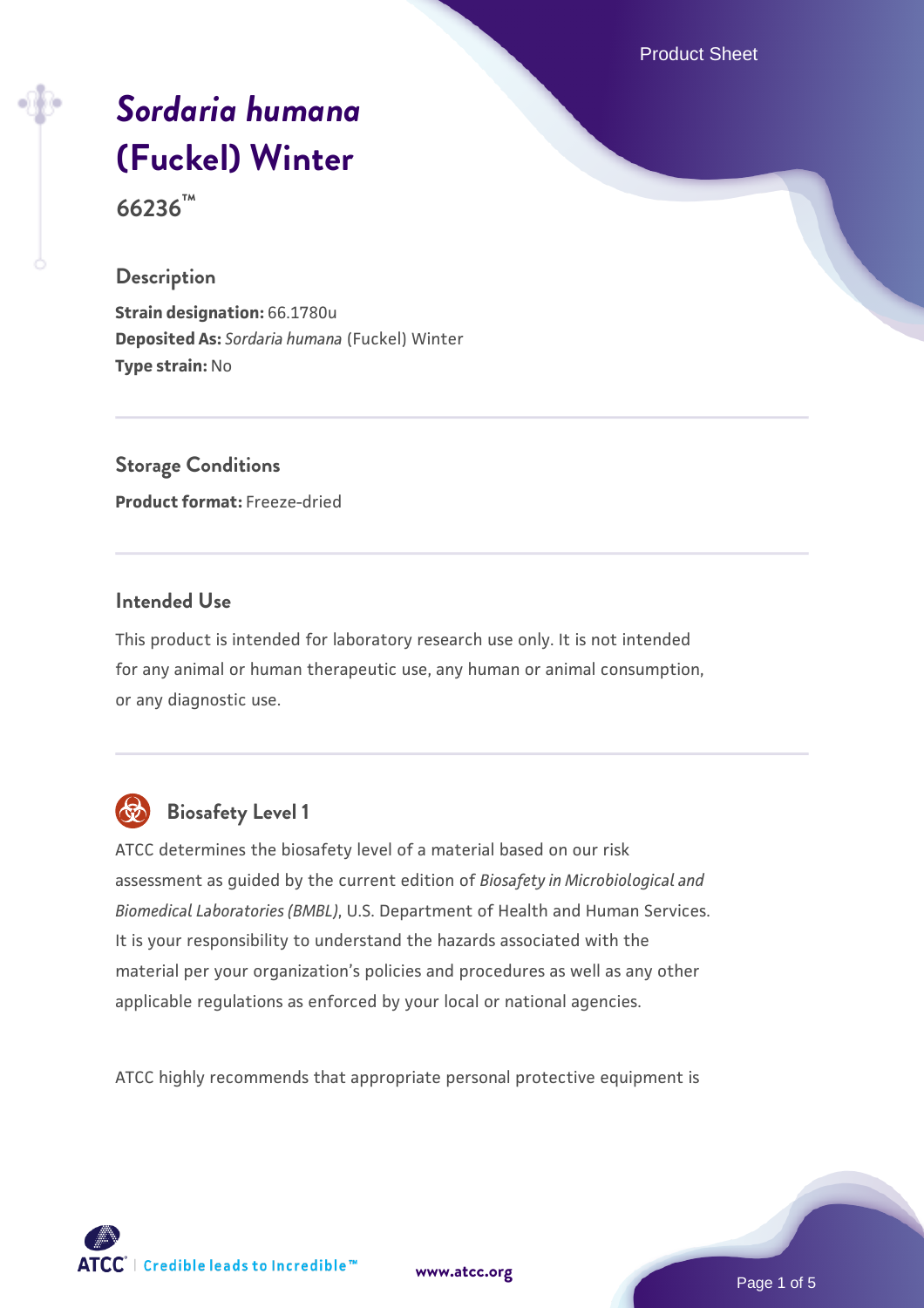# *Sordaria humana* (Fuckel) Winter

**66236™**

## Description

**Strain designation:** 66.1780u
**Deposited As:** *Sordaria humana* (Fuckel) Winter
**Type strain:** No

## Storage Conditions

**Product format:** Freeze-dried

## Intended Use

This product is intended for laboratory research use only. It is not intended for any animal or human therapeutic use, any human or animal consumption, or any diagnostic use.

## Biosafety Level 1

ATCC determines the biosafety level of a material based on our risk assessment as guided by the current edition of *Biosafety in Microbiological and Biomedical Laboratories (BMBL)*, U.S. Department of Health and Human Services. It is your responsibility to understand the hazards associated with the material per your organization's policies and procedures as well as any other applicable regulations as enforced by your local or national agencies.

ATCC highly recommends that appropriate personal protective equipment is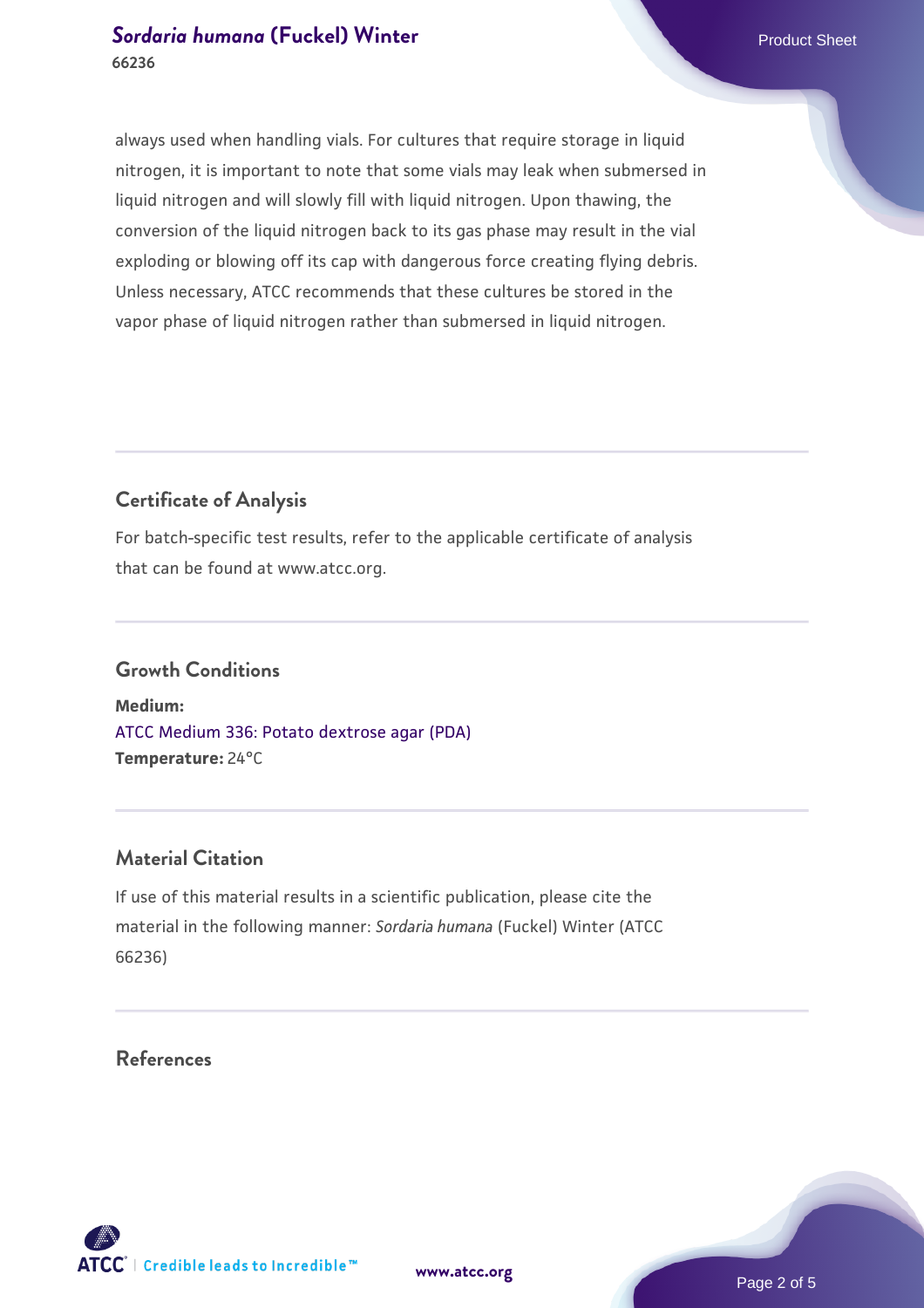always used when handling vials. For cultures that require storage in liquid nitrogen, it is important to note that some vials may leak when submersed in liquid nitrogen and will slowly fill with liquid nitrogen. Upon thawing, the conversion of the liquid nitrogen back to its gas phase may result in the vial exploding or blowing off its cap with dangerous force creating flying debris. Unless necessary, ATCC recommends that these cultures be stored in the vapor phase of liquid nitrogen rather than submersed in liquid nitrogen.

## Certificate of Analysis

For batch-specific test results, refer to the applicable certificate of analysis that can be found at www.atcc.org.

## Growth Conditions

**Medium:**
ATCC Medium 336: Potato dextrose agar (PDA)
**Temperature:** 24°C

## Material Citation

If use of this material results in a scientific publication, please cite the material in the following manner: *Sordaria humana* (Fuckel) Winter (ATCC 66236)

## References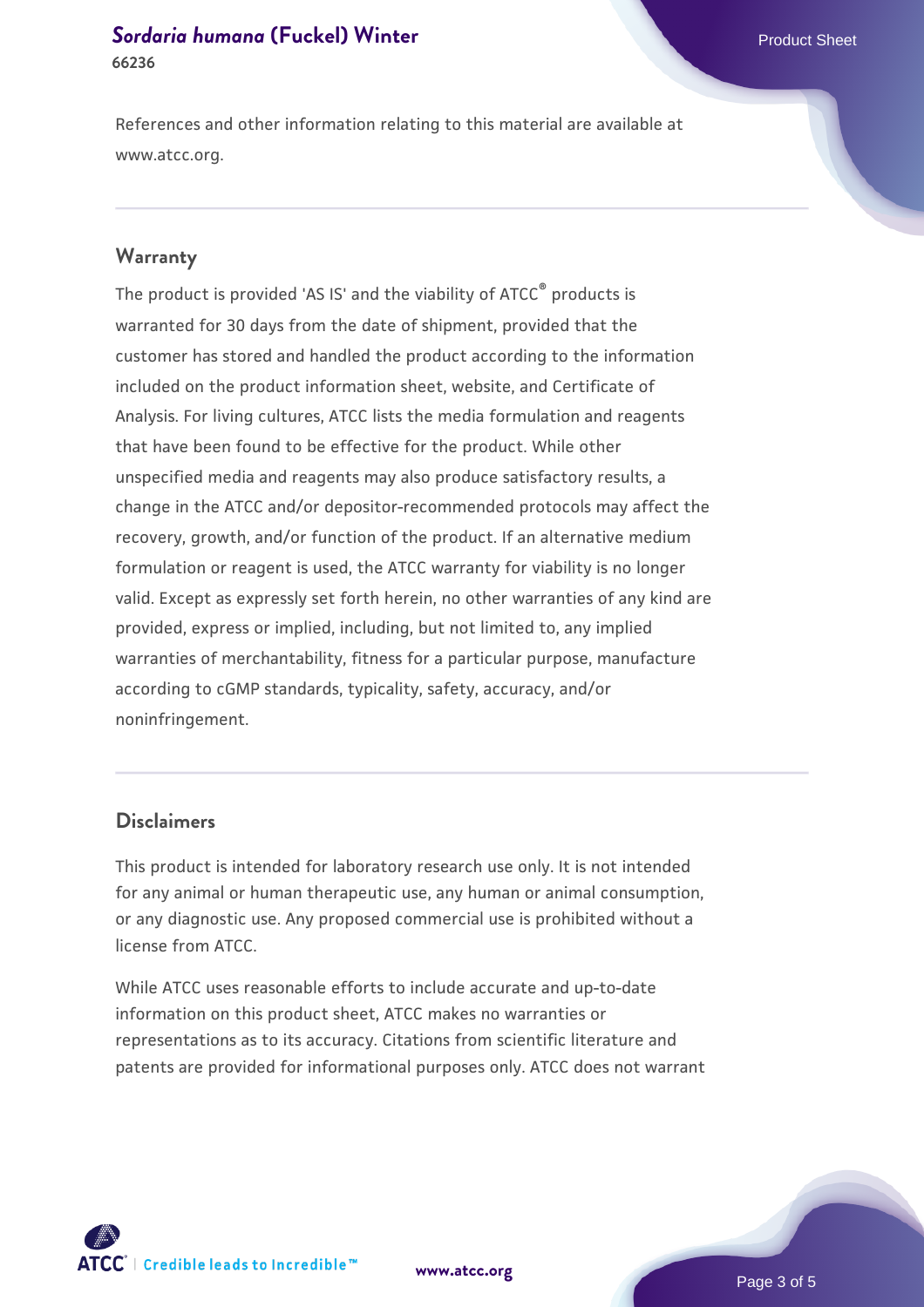References and other information relating to this material are available at www.atcc.org.

## Warranty

The product is provided 'AS IS' and the viability of ATCC® products is warranted for 30 days from the date of shipment, provided that the customer has stored and handled the product according to the information included on the product information sheet, website, and Certificate of Analysis. For living cultures, ATCC lists the media formulation and reagents that have been found to be effective for the product. While other unspecified media and reagents may also produce satisfactory results, a change in the ATCC and/or depositor-recommended protocols may affect the recovery, growth, and/or function of the product. If an alternative medium formulation or reagent is used, the ATCC warranty for viability is no longer valid. Except as expressly set forth herein, no other warranties of any kind are provided, express or implied, including, but not limited to, any implied warranties of merchantability, fitness for a particular purpose, manufacture according to cGMP standards, typicality, safety, accuracy, and/or noninfringement.

## Disclaimers

This product is intended for laboratory research use only. It is not intended for any animal or human therapeutic use, any human or animal consumption, or any diagnostic use. Any proposed commercial use is prohibited without a license from ATCC.

While ATCC uses reasonable efforts to include accurate and up-to-date information on this product sheet, ATCC makes no warranties or representations as to its accuracy. Citations from scientific literature and patents are provided for informational purposes only. ATCC does not warrant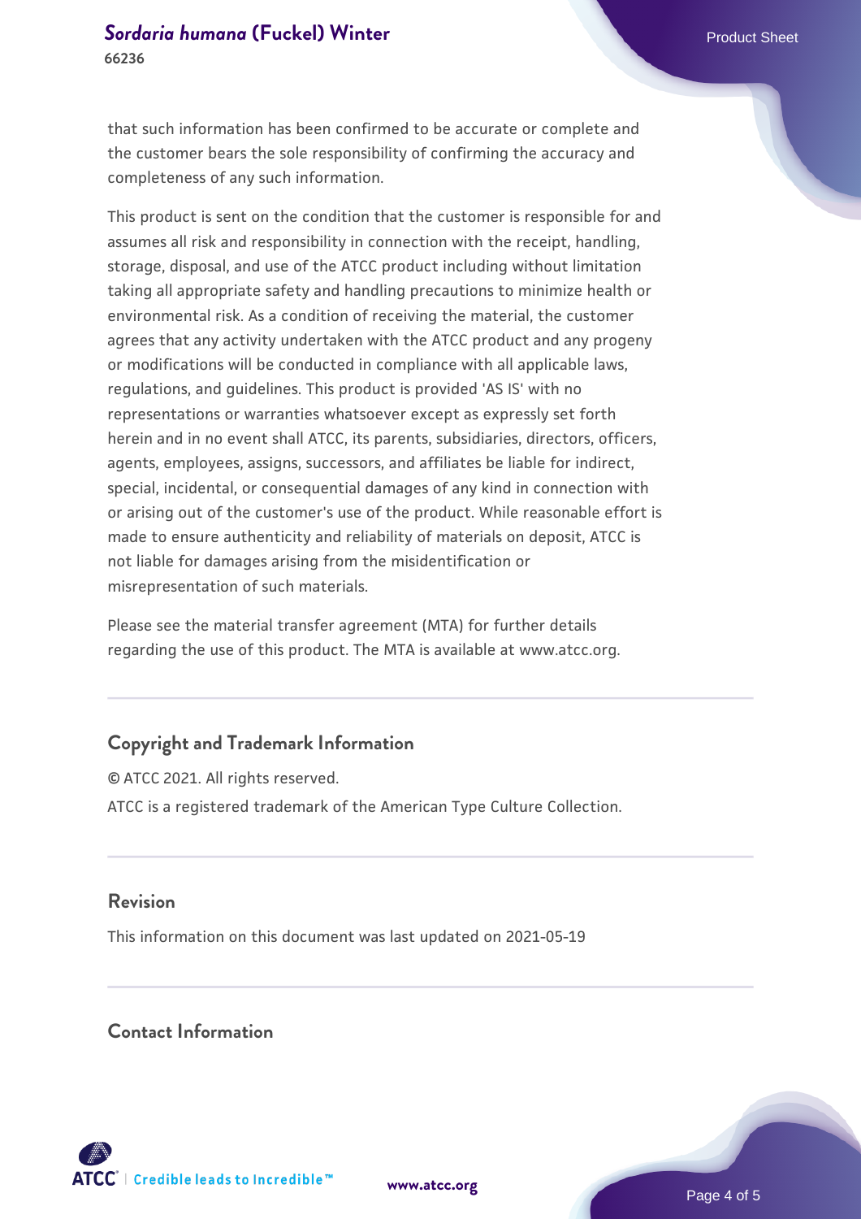that such information has been confirmed to be accurate or complete and the customer bears the sole responsibility of confirming the accuracy and completeness of any such information.

This product is sent on the condition that the customer is responsible for and assumes all risk and responsibility in connection with the receipt, handling, storage, disposal, and use of the ATCC product including without limitation taking all appropriate safety and handling precautions to minimize health or environmental risk. As a condition of receiving the material, the customer agrees that any activity undertaken with the ATCC product and any progeny or modifications will be conducted in compliance with all applicable laws, regulations, and guidelines. This product is provided 'AS IS' with no representations or warranties whatsoever except as expressly set forth herein and in no event shall ATCC, its parents, subsidiaries, directors, officers, agents, employees, assigns, successors, and affiliates be liable for indirect, special, incidental, or consequential damages of any kind in connection with or arising out of the customer's use of the product. While reasonable effort is made to ensure authenticity and reliability of materials on deposit, ATCC is not liable for damages arising from the misidentification or misrepresentation of such materials.

Please see the material transfer agreement (MTA) for further details regarding the use of this product. The MTA is available at www.atcc.org.

## Copyright and Trademark Information

© ATCC 2021. All rights reserved.

ATCC is a registered trademark of the American Type Culture Collection.

## Revision

This information on this document was last updated on 2021-05-19

## Contact Information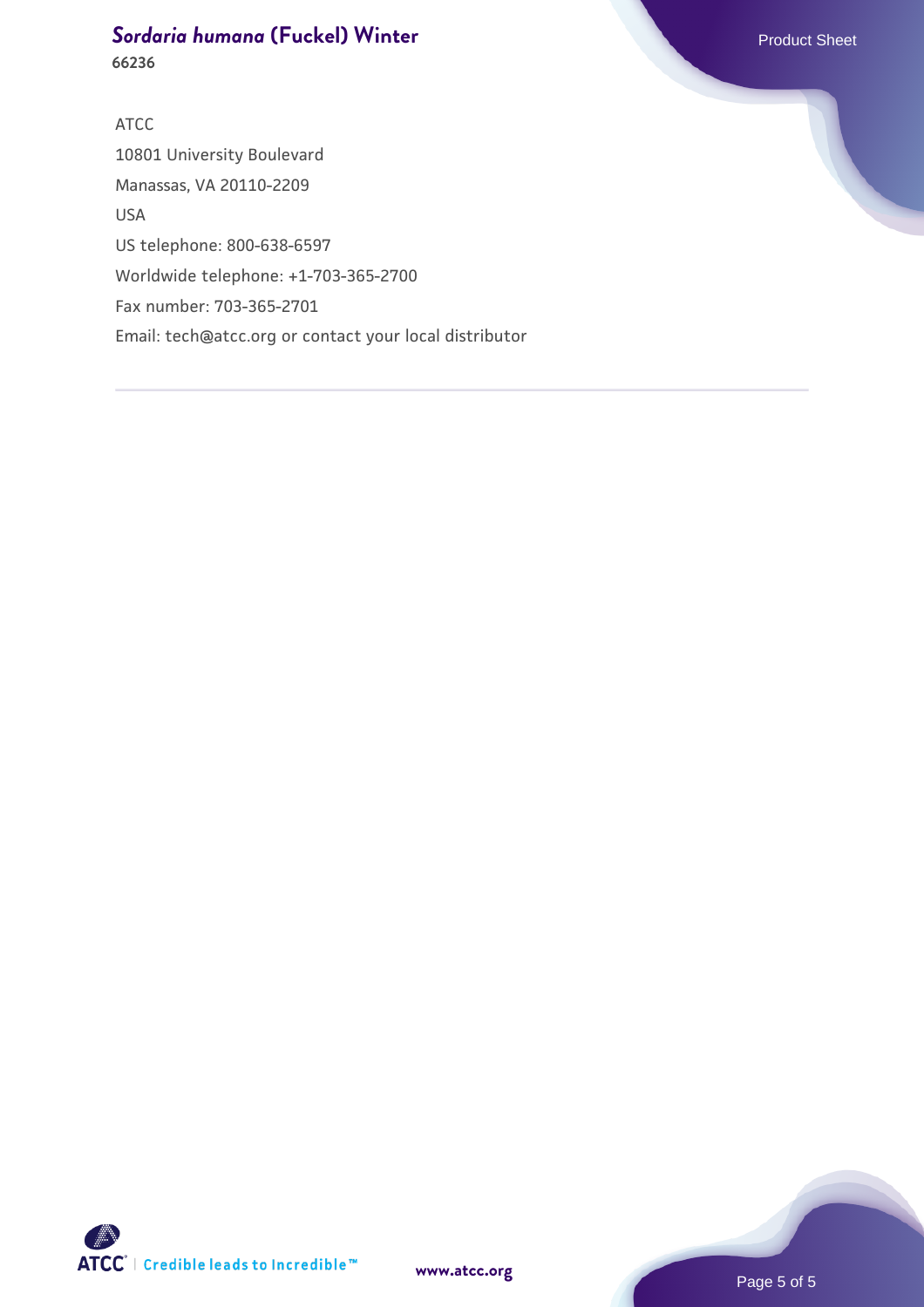ATCC

10801 University Boulevard

Manassas, VA 20110-2209

USA

US telephone: 800-638-6597

Worldwide telephone: +1-703-365-2700

Fax number: 703-365-2701

Email: tech@atcc.org or contact your local distributor